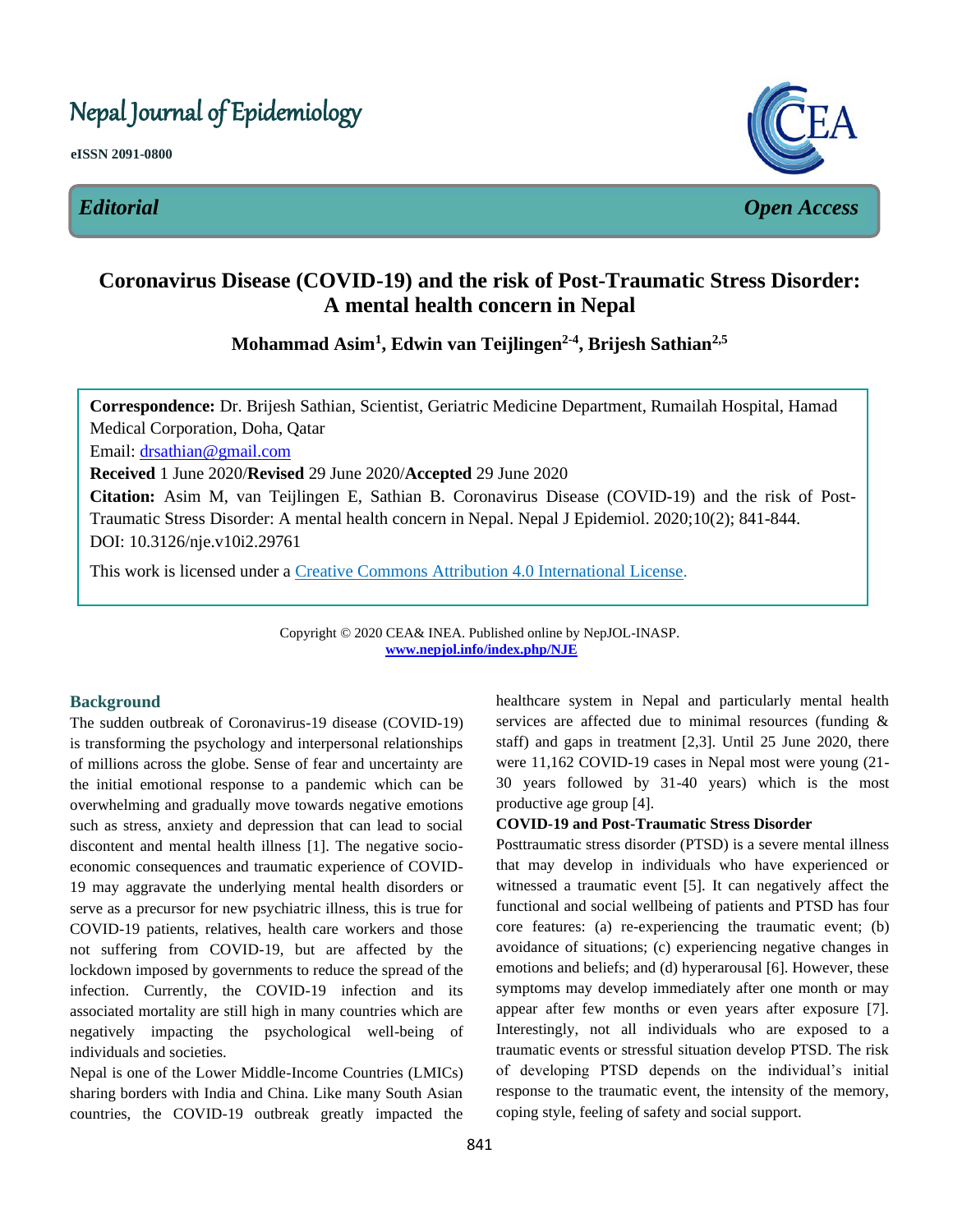Nepal Journal of Epidemiology

**eISSN 2091-0800**

***Editorial*** ***Open Access***

# Coronavirus Disease (COVID-19) and the risk of Post-Traumatic Stress Disorder: A mental health concern in Nepal

**Mohammad Asim[1], Edwin van Teijlingen[2-4], Brijesh Sathian[2,5]**

**Correspondence:** Dr. Brijesh Sathian, Scientist, Geriatric Medicine Department, Rumailah Hospital, Hamad Medical Corporation, Doha, Qatar

Email: drsathian@gmail.com

**Received** 1 June 2020/**Revised** 29 June 2020/**Accepted** 29 June 2020

**Citation:** Asim M, van Teijlingen E, Sathian B. Coronavirus Disease (COVID-19) and the risk of Post-Traumatic Stress Disorder: A mental health concern in Nepal. Nepal J Epidemiol. 2020;10(2); 841-844.

DOI: 10.3126/nje.v10i2.29761

This work is licensed under a Creative Commons Attribution 4.0 International License.

Copyright © 2020 CEA& INEA. Published online by NepJOL-INASP.
**www.nepjol.info/index.php/NJE**

## Background

The sudden outbreak of Coronavirus-19 disease (COVID-19) is transforming the psychology and interpersonal relationships of millions across the globe. Sense of fear and uncertainty are the initial emotional response to a pandemic which can be overwhelming and gradually move towards negative emotions such as stress, anxiety and depression that can lead to social discontent and mental health illness [1]. The negative socio-economic consequences and traumatic experience of COVID-19 may aggravate the underlying mental health disorders or serve as a precursor for new psychiatric illness, this is true for COVID-19 patients, relatives, health care workers and those not suffering from COVID-19, but are affected by the lockdown imposed by governments to reduce the spread of the infection. Currently, the COVID-19 infection and its associated mortality are still high in many countries which are negatively impacting the psychological well-being of individuals and societies.

Nepal is one of the Lower Middle-Income Countries (LMICs) sharing borders with India and China. Like many South Asian countries, the COVID-19 outbreak greatly impacted the healthcare system in Nepal and particularly mental health services are affected due to minimal resources (funding & staff) and gaps in treatment [2,3]. Until 25 June 2020, there were 11,162 COVID-19 cases in Nepal most were young (21-30 years followed by 31-40 years) which is the most productive age group [4].

### COVID-19 and Post-Traumatic Stress Disorder

Posttraumatic stress disorder (PTSD) is a severe mental illness that may develop in individuals who have experienced or witnessed a traumatic event [5]. It can negatively affect the functional and social wellbeing of patients and PTSD has four core features: (a) re-experiencing the traumatic event; (b) avoidance of situations; (c) experiencing negative changes in emotions and beliefs; and (d) hyperarousal [6]. However, these symptoms may develop immediately after one month or may appear after few months or even years after exposure [7]. Interestingly, not all individuals who are exposed to a traumatic events or stressful situation develop PTSD. The risk of developing PTSD depends on the individual's initial response to the traumatic event, the intensity of the memory, coping style, feeling of safety and social support.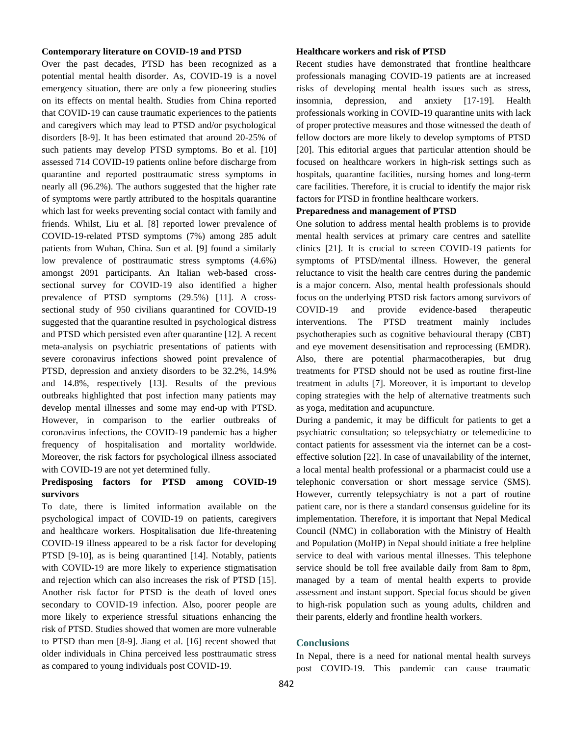**Contemporary literature on COVID-19 and PTSD**

Over the past decades, PTSD has been recognized as a potential mental health disorder. As, COVID-19 is a novel emergency situation, there are only a few pioneering studies on its effects on mental health. Studies from China reported that COVID-19 can cause traumatic experiences to the patients and caregivers which may lead to PTSD and/or psychological disorders [8-9]. It has been estimated that around 20-25% of such patients may develop PTSD symptoms. Bo et al. [10] assessed 714 COVID-19 patients online before discharge from quarantine and reported posttraumatic stress symptoms in nearly all (96.2%). The authors suggested that the higher rate of symptoms were partly attributed to the hospitals quarantine which last for weeks preventing social contact with family and friends. Whilst, Liu et al. [8] reported lower prevalence of COVID-19-related PTSD symptoms (7%) among 285 adult patients from Wuhan, China. Sun et al. [9] found a similarly low prevalence of posttraumatic stress symptoms (4.6%) amongst 2091 participants. An Italian web-based cross-sectional survey for COVID-19 also identified a higher prevalence of PTSD symptoms (29.5%) [11]. A cross-sectional study of 950 civilians quarantined for COVID-19 suggested that the quarantine resulted in psychological distress and PTSD which persisted even after quarantine [12]. A recent meta-analysis on psychiatric presentations of patients with severe coronavirus infections showed point prevalence of PTSD, depression and anxiety disorders to be 32.2%, 14.9% and 14.8%, respectively [13]. Results of the previous outbreaks highlighted that post infection many patients may develop mental illnesses and some may end-up with PTSD. However, in comparison to the earlier outbreaks of coronavirus infections, the COVID-19 pandemic has a higher frequency of hospitalisation and mortality worldwide. Moreover, the risk factors for psychological illness associated with COVID-19 are not yet determined fully.

**Predisposing factors for PTSD among COVID-19 survivors**

To date, there is limited information available on the psychological impact of COVID-19 on patients, caregivers and healthcare workers. Hospitalisation due life-threatening COVID-19 illness appeared to be a risk factor for developing PTSD [9-10], as is being quarantined [14]. Notably, patients with COVID-19 are more likely to experience stigmatisation and rejection which can also increases the risk of PTSD [15]. Another risk factor for PTSD is the death of loved ones secondary to COVID-19 infection. Also, poorer people are more likely to experience stressful situations enhancing the risk of PTSD. Studies showed that women are more vulnerable to PTSD than men [8-9]. Jiang et al. [16] recent showed that older individuals in China perceived less posttraumatic stress as compared to young individuals post COVID-19.

**Healthcare workers and risk of PTSD**

Recent studies have demonstrated that frontline healthcare professionals managing COVID-19 patients are at increased risks of developing mental health issues such as stress, insomnia, depression, and anxiety [17-19]. Health professionals working in COVID-19 quarantine units with lack of proper protective measures and those witnessed the death of fellow doctors are more likely to develop symptoms of PTSD [20]. This editorial argues that particular attention should be focused on healthcare workers in high-risk settings such as hospitals, quarantine facilities, nursing homes and long-term care facilities. Therefore, it is crucial to identify the major risk factors for PTSD in frontline healthcare workers.

**Preparedness and management of PTSD**

One solution to address mental health problems is to provide mental health services at primary care centres and satellite clinics [21]. It is crucial to screen COVID-19 patients for symptoms of PTSD/mental illness. However, the general reluctance to visit the health care centres during the pandemic is a major concern. Also, mental health professionals should focus on the underlying PTSD risk factors among survivors of COVID-19 and provide evidence-based therapeutic interventions. The PTSD treatment mainly includes psychotherapies such as cognitive behavioural therapy (CBT) and eye movement desensitisation and reprocessing (EMDR). Also, there are potential pharmacotherapies, but drug treatments for PTSD should not be used as routine first-line treatment in adults [7]. Moreover, it is important to develop coping strategies with the help of alternative treatments such as yoga, meditation and acupuncture.

During a pandemic, it may be difficult for patients to get a psychiatric consultation; so telepsychiatry or telemedicine to contact patients for assessment via the internet can be a cost-effective solution [22]. In case of unavailability of the internet, a local mental health professional or a pharmacist could use a telephonic conversation or short message service (SMS). However, currently telepsychiatry is not a part of routine patient care, nor is there a standard consensus guideline for its implementation. Therefore, it is important that Nepal Medical Council (NMC) in collaboration with the Ministry of Health and Population (MoHP) in Nepal should initiate a free helpline service to deal with various mental illnesses. This telephone service should be toll free available daily from 8am to 8pm, managed by a team of mental health experts to provide assessment and instant support. Special focus should be given to high-risk population such as young adults, children and their parents, elderly and frontline health workers.

## Conclusions

In Nepal, there is a need for national mental health surveys post COVID-19. This pandemic can cause traumatic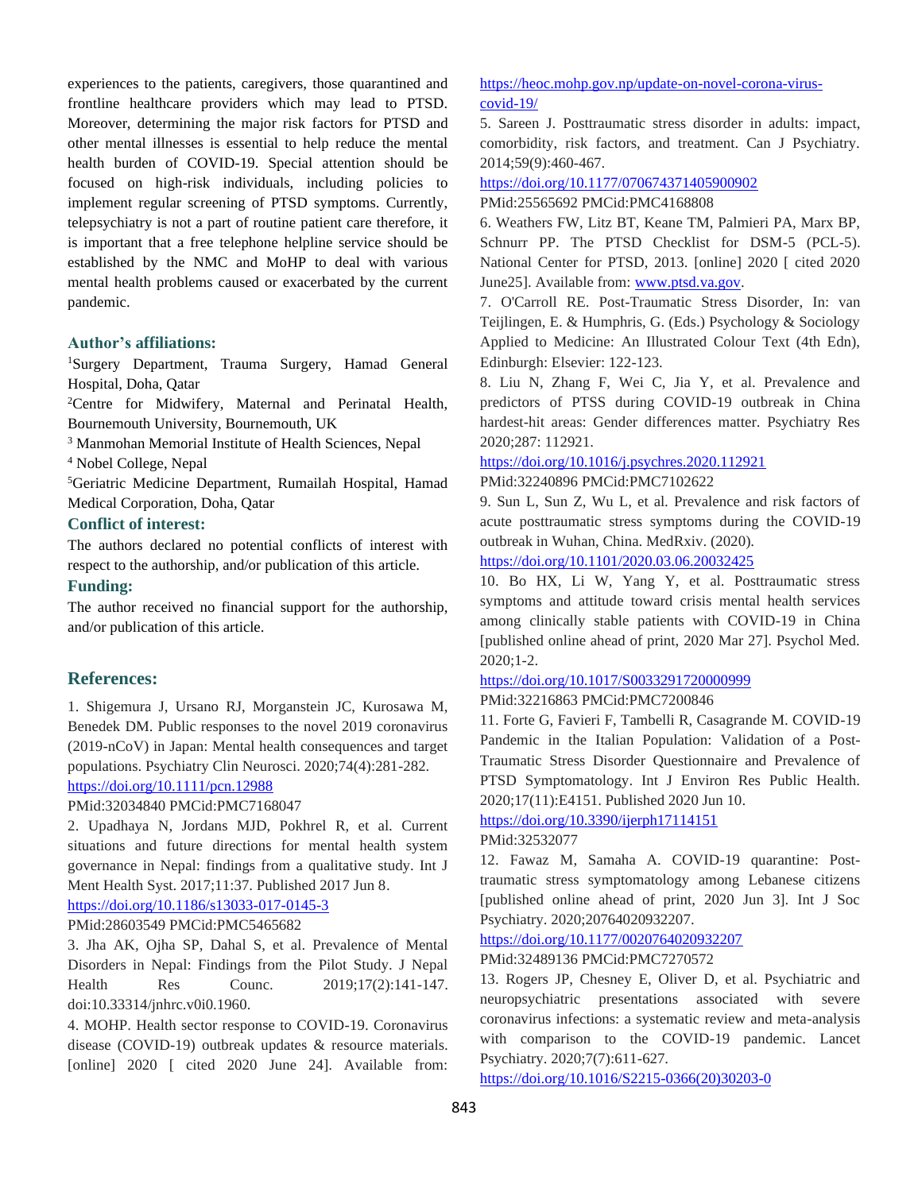experiences to the patients, caregivers, those quarantined and frontline healthcare providers which may lead to PTSD. Moreover, determining the major risk factors for PTSD and other mental illnesses is essential to help reduce the mental health burden of COVID-19. Special attention should be focused on high-risk individuals, including policies to implement regular screening of PTSD symptoms. Currently, telepsychiatry is not a part of routine patient care therefore, it is important that a free telephone helpline service should be established by the NMC and MoHP to deal with various mental health problems caused or exacerbated by the current pandemic.

## Author's affiliations:

[1]Surgery Department, Trauma Surgery, Hamad General Hospital, Doha, Qatar

[2]Centre for Midwifery, Maternal and Perinatal Health, Bournemouth University, Bournemouth, UK

[3] Manmohan Memorial Institute of Health Sciences, Nepal

[4] Nobel College, Nepal

[5]Geriatric Medicine Department, Rumailah Hospital, Hamad Medical Corporation, Doha, Qatar

## Conflict of interest:

The authors declared no potential conflicts of interest with respect to the authorship, and/or publication of this article.

## Funding:

The author received no financial support for the authorship, and/or publication of this article.

## References:

1. Shigemura J, Ursano RJ, Morganstein JC, Kurosawa M, Benedek DM. Public responses to the novel 2019 coronavirus (2019-nCoV) in Japan: Mental health consequences and target populations. Psychiatry Clin Neurosci. 2020;74(4):281-282. https://doi.org/10.1111/pcn.12988
PMid:32034840 PMCid:PMC7168047

2. Upadhaya N, Jordans MJD, Pokhrel R, et al. Current situations and future directions for mental health system governance in Nepal: findings from a qualitative study. Int J Ment Health Syst. 2017;11:37. Published 2017 Jun 8. https://doi.org/10.1186/s13033-017-0145-3
PMid:28603549 PMCid:PMC5465682

3. Jha AK, Ojha SP, Dahal S, et al. Prevalence of Mental Disorders in Nepal: Findings from the Pilot Study. J Nepal Health Res Counc. 2019;17(2):141-147. doi:10.33314/jnhrc.v0i0.1960.

4. MOHP. Health sector response to COVID-19. Coronavirus disease (COVID-19) outbreak updates & resource materials. [online] 2020 [ cited 2020 June 24]. Available from: https://heoc.mohp.gov.np/update-on-novel-corona-virus-covid-19/

5. Sareen J. Posttraumatic stress disorder in adults: impact, comorbidity, risk factors, and treatment. Can J Psychiatry. 2014;59(9):460-467.
https://doi.org/10.1177/070674371405900902
PMid:25565692 PMCid:PMC4168808

6. Weathers FW, Litz BT, Keane TM, Palmieri PA, Marx BP, Schnurr PP. The PTSD Checklist for DSM-5 (PCL-5). National Center for PTSD, 2013. [online] 2020 [ cited 2020 June25]. Available from: www.ptsd.va.gov.

7. O'Carroll RE. Post-Traumatic Stress Disorder, In: van Teijlingen, E. & Humphris, G. (Eds.) Psychology & Sociology Applied to Medicine: An Illustrated Colour Text (4th Edn), Edinburgh: Elsevier: 122-123.

8. Liu N, Zhang F, Wei C, Jia Y, et al. Prevalence and predictors of PTSS during COVID-19 outbreak in China hardest-hit areas: Gender differences matter. Psychiatry Res 2020;287: 112921.
https://doi.org/10.1016/j.psychres.2020.112921
PMid:32240896 PMCid:PMC7102622

9. Sun L, Sun Z, Wu L, et al. Prevalence and risk factors of acute posttraumatic stress symptoms during the COVID-19 outbreak in Wuhan, China. MedRxiv. (2020).
https://doi.org/10.1101/2020.03.06.20032425

10. Bo HX, Li W, Yang Y, et al. Posttraumatic stress symptoms and attitude toward crisis mental health services among clinically stable patients with COVID-19 in China [published online ahead of print, 2020 Mar 27]. Psychol Med. 2020;1-2.
https://doi.org/10.1017/S0033291720000999
PMid:32216863 PMCid:PMC7200846

11. Forte G, Favieri F, Tambelli R, Casagrande M. COVID-19 Pandemic in the Italian Population: Validation of a Post-Traumatic Stress Disorder Questionnaire and Prevalence of PTSD Symptomatology. Int J Environ Res Public Health. 2020;17(11):E4151. Published 2020 Jun 10.
https://doi.org/10.3390/ijerph17114151
PMid:32532077

12. Fawaz M, Samaha A. COVID-19 quarantine: Post-traumatic stress symptomatology among Lebanese citizens [published online ahead of print, 2020 Jun 3]. Int J Soc Psychiatry. 2020;20764020932207.
https://doi.org/10.1177/0020764020932207
PMid:32489136 PMCid:PMC7270572

13. Rogers JP, Chesney E, Oliver D, et al. Psychiatric and neuropsychiatric presentations associated with severe coronavirus infections: a systematic review and meta-analysis with comparison to the COVID-19 pandemic. Lancet Psychiatry. 2020;7(7):611-627.
https://doi.org/10.1016/S2215-0366(20)30203-0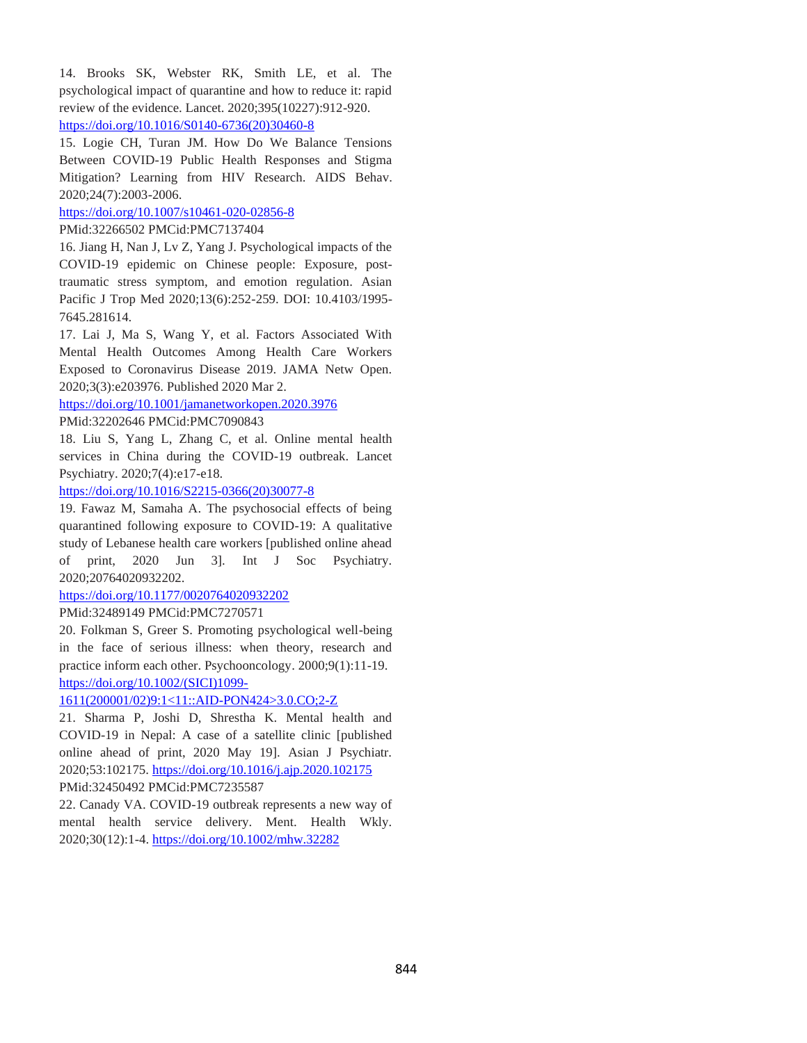14. Brooks SK, Webster RK, Smith LE, et al. The psychological impact of quarantine and how to reduce it: rapid review of the evidence. Lancet. 2020;395(10227):912-920. https://doi.org/10.1016/S0140-6736(20)30460-8

15. Logie CH, Turan JM. How Do We Balance Tensions Between COVID-19 Public Health Responses and Stigma Mitigation? Learning from HIV Research. AIDS Behav. 2020;24(7):2003-2006. https://doi.org/10.1007/s10461-020-02856-8 PMid:32266502 PMCid:PMC7137404

16. Jiang H, Nan J, Lv Z, Yang J. Psychological impacts of the COVID-19 epidemic on Chinese people: Exposure, post-traumatic stress symptom, and emotion regulation. Asian Pacific J Trop Med 2020;13(6):252-259. DOI: 10.4103/1995-7645.281614.

17. Lai J, Ma S, Wang Y, et al. Factors Associated With Mental Health Outcomes Among Health Care Workers Exposed to Coronavirus Disease 2019. JAMA Netw Open. 2020;3(3):e203976. Published 2020 Mar 2. https://doi.org/10.1001/jamanetworkopen.2020.3976 PMid:32202646 PMCid:PMC7090843

18. Liu S, Yang L, Zhang C, et al. Online mental health services in China during the COVID-19 outbreak. Lancet Psychiatry. 2020;7(4):e17-e18. https://doi.org/10.1016/S2215-0366(20)30077-8

19. Fawaz M, Samaha A. The psychosocial effects of being quarantined following exposure to COVID-19: A qualitative study of Lebanese health care workers [published online ahead of print, 2020 Jun 3]. Int J Soc Psychiatry. 2020;20764020932202. https://doi.org/10.1177/0020764020932202 PMid:32489149 PMCid:PMC7270571

20. Folkman S, Greer S. Promoting psychological well-being in the face of serious illness: when theory, research and practice inform each other. Psychooncology. 2000;9(1):11-19. https://doi.org/10.1002/(SICI)1099-1611(200001/02)9:1<11::AID-PON424>3.0.CO;2-Z

21. Sharma P, Joshi D, Shrestha K. Mental health and COVID-19 in Nepal: A case of a satellite clinic [published online ahead of print, 2020 May 19]. Asian J Psychiatr. 2020;53:102175. https://doi.org/10.1016/j.ajp.2020.102175 PMid:32450492 PMCid:PMC7235587

22. Canady VA. COVID-19 outbreak represents a new way of mental health service delivery. Ment. Health Wkly. 2020;30(12):1-4. https://doi.org/10.1002/mhw.32282